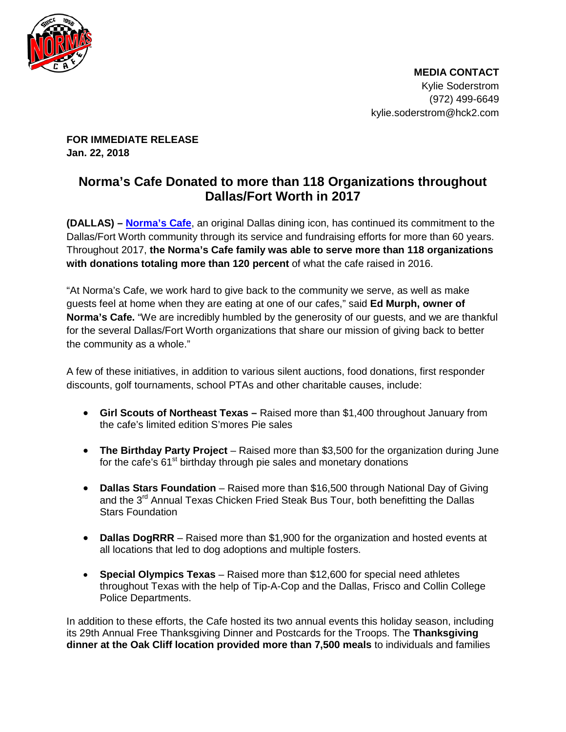**MEDIA CONTACT**
Kylie Soderstrom
(972) 499-6649
kylie.soderstrom@hck2.com

**FOR IMMEDIATE RELEASE**
**Jan. 22, 2018**

# Norma's Cafe Donated to more than 118 Organizations throughout Dallas/Fort Worth in 2017

**(DALLAS) – Norma's Cafe**, an original Dallas dining icon, has continued its commitment to the Dallas/Fort Worth community through its service and fundraising efforts for more than 60 years. Throughout 2017, **the Norma's Cafe family was able to serve more than 118 organizations with donations totaling more than 120 percent** of what the cafe raised in 2016.

"At Norma's Cafe, we work hard to give back to the community we serve, as well as make guests feel at home when they are eating at one of our cafes," said **Ed Murph, owner of Norma's Cafe.** "We are incredibly humbled by the generosity of our guests, and we are thankful for the several Dallas/Fort Worth organizations that share our mission of giving back to better the community as a whole."

A few of these initiatives, in addition to various silent auctions, food donations, first responder discounts, golf tournaments, school PTAs and other charitable causes, include:

- **Girl Scouts of Northeast Texas –** Raised more than $1,400 throughout January from the cafe's limited edition S'mores Pie sales
- **The Birthday Party Project** – Raised more than $3,500 for the organization during June for the cafe's 61st birthday through pie sales and monetary donations
- **Dallas Stars Foundation** – Raised more than $16,500 through National Day of Giving and the 3rd Annual Texas Chicken Fried Steak Bus Tour, both benefitting the Dallas Stars Foundation
- **Dallas DogRRR** – Raised more than $1,900 for the organization and hosted events at all locations that led to dog adoptions and multiple fosters.
- **Special Olympics Texas** – Raised more than $12,600 for special need athletes throughout Texas with the help of Tip-A-Cop and the Dallas, Frisco and Collin College Police Departments.

In addition to these efforts, the Cafe hosted its two annual events this holiday season, including its 29th Annual Free Thanksgiving Dinner and Postcards for the Troops. The **Thanksgiving dinner at the Oak Cliff location provided more than 7,500 meals** to individuals and families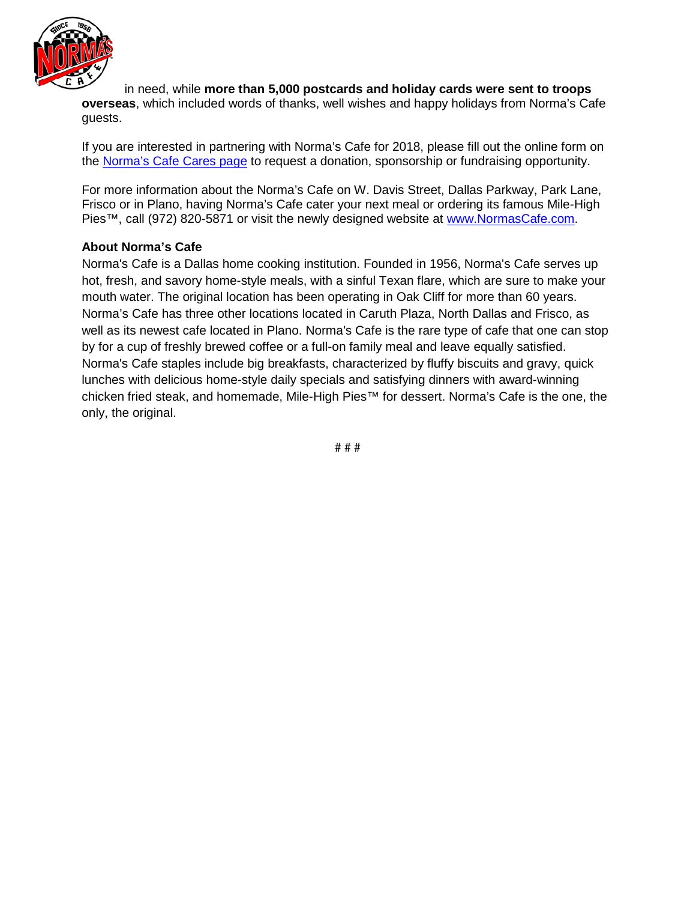in need, while **more than 5,000 postcards and holiday cards were sent to troops overseas**, which included words of thanks, well wishes and happy holidays from Norma's Cafe guests.

If you are interested in partnering with Norma's Cafe for 2018, please fill out the online form on the Norma's Cafe Cares page to request a donation, sponsorship or fundraising opportunity.

For more information about the Norma's Cafe on W. Davis Street, Dallas Parkway, Park Lane, Frisco or in Plano, having Norma's Cafe cater your next meal or ordering its famous Mile-High Pies™, call (972) 820-5871 or visit the newly designed website at www.NormasCafe.com.

**About Norma's Cafe**

Norma's Cafe is a Dallas home cooking institution. Founded in 1956, Norma's Cafe serves up hot, fresh, and savory home-style meals, with a sinful Texan flare, which are sure to make your mouth water. The original location has been operating in Oak Cliff for more than 60 years. Norma's Cafe has three other locations located in Caruth Plaza, North Dallas and Frisco, as well as its newest cafe located in Plano. Norma's Cafe is the rare type of cafe that one can stop by for a cup of freshly brewed coffee or a full-on family meal and leave equally satisfied. Norma's Cafe staples include big breakfasts, characterized by fluffy biscuits and gravy, quick lunches with delicious home-style daily specials and satisfying dinners with award-winning chicken fried steak, and homemade, Mile-High Pies™ for dessert. Norma's Cafe is the one, the only, the original.

# # #